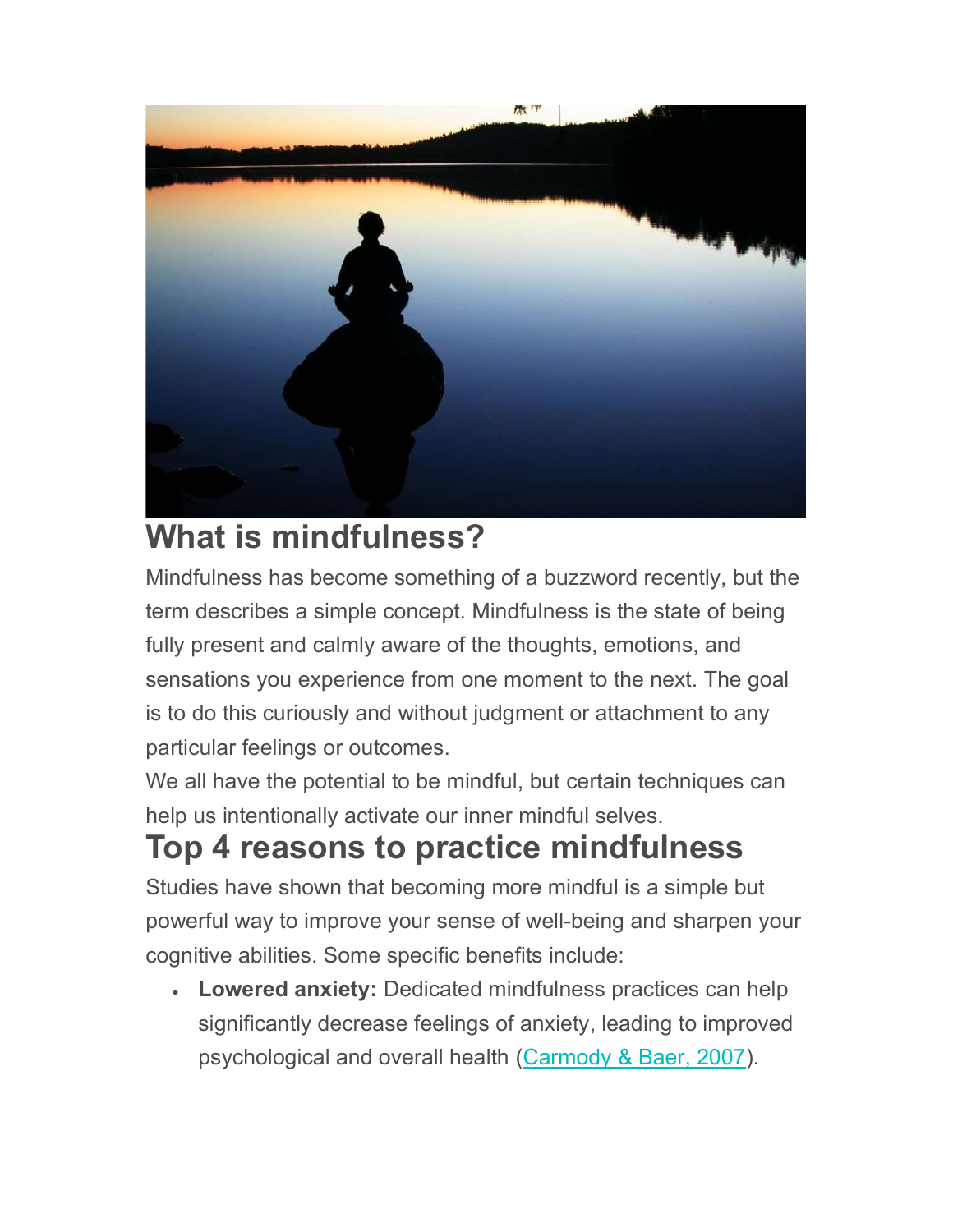## What is mindfulness?

Mindfulness has become something of a buzzword recently, but the term describes a simple concept. Mindfulness is the state of being fully present and calmly aware of the thoughts, emotions, and sensations you experience from one moment to the next. The goal is to do this curiously and without judgment or attachment to any particular feelings or outcomes.

We all have the potential to be mindful, but certain techniques can help us intentionally activate our inner mindful selves.

## Top 4 reasons to practice mindfulness

Studies have shown that becoming more mindful is a simple but powerful way to improve your sense of well-being and sharpen your cognitive abilities. Some specific benefits include:

- **Lowered anxiety:** Dedicated mindfulness practices can help significantly decrease feelings of anxiety, leading to improved psychological and overall health (Carmody & Baer, 2007).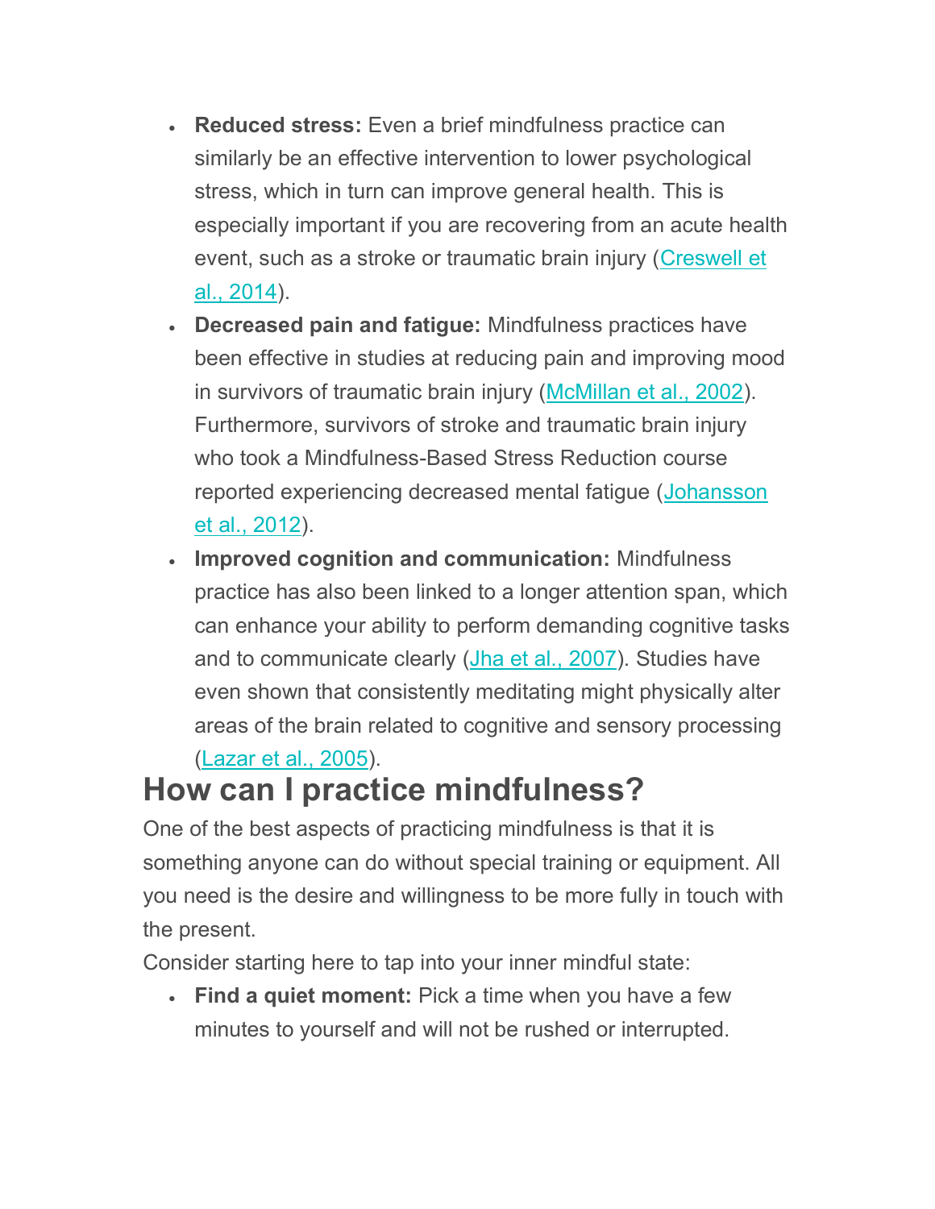- **Reduced stress:** Even a brief mindfulness practice can similarly be an effective intervention to lower psychological stress, which in turn can improve general health. This is especially important if you are recovering from an acute health event, such as a stroke or traumatic brain injury (Creswell et al., 2014).
- **Decreased pain and fatigue:** Mindfulness practices have been effective in studies at reducing pain and improving mood in survivors of traumatic brain injury (McMillan et al., 2002). Furthermore, survivors of stroke and traumatic brain injury who took a Mindfulness-Based Stress Reduction course reported experiencing decreased mental fatigue (Johansson et al., 2012).
- **Improved cognition and communication:** Mindfulness practice has also been linked to a longer attention span, which can enhance your ability to perform demanding cognitive tasks and to communicate clearly (Jha et al., 2007). Studies have even shown that consistently meditating might physically alter areas of the brain related to cognitive and sensory processing (Lazar et al., 2005).

## How can I practice mindfulness?

One of the best aspects of practicing mindfulness is that it is something anyone can do without special training or equipment. All you need is the desire and willingness to be more fully in touch with the present.

Consider starting here to tap into your inner mindful state:

- **Find a quiet moment:** Pick a time when you have a few minutes to yourself and will not be rushed or interrupted.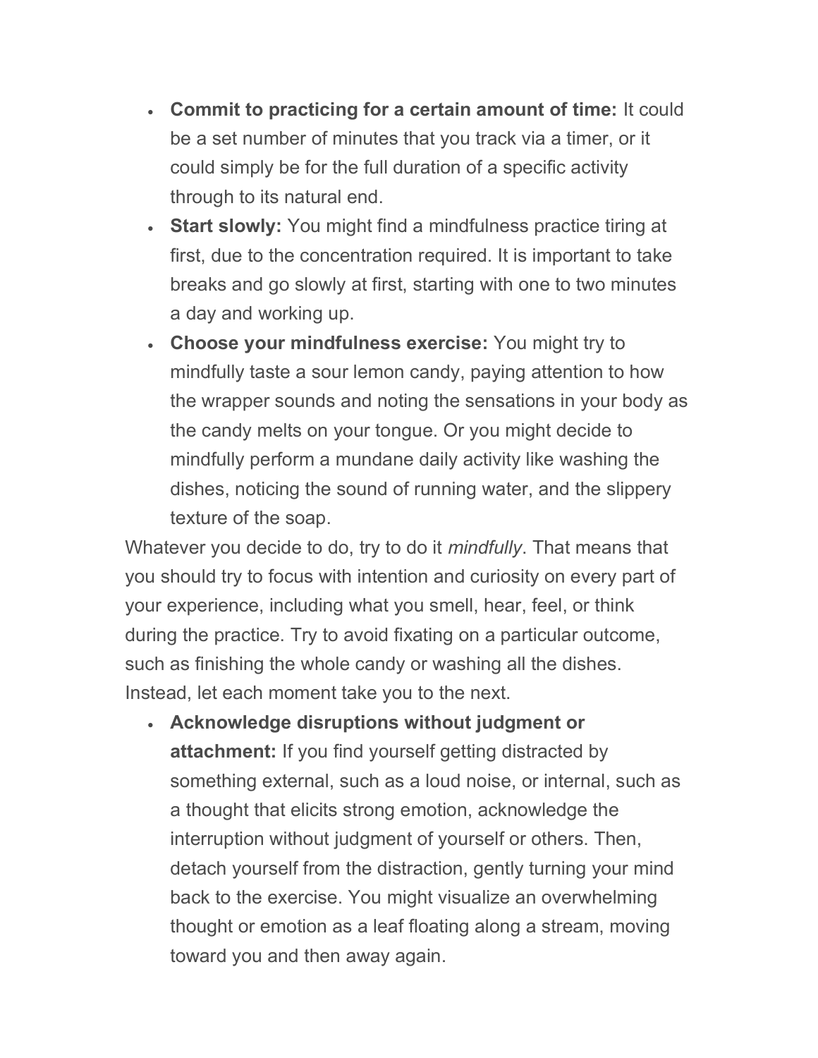- **Commit to practicing for a certain amount of time:** It could be a set number of minutes that you track via a timer, or it could simply be for the full duration of a specific activity through to its natural end.
- **Start slowly:** You might find a mindfulness practice tiring at first, due to the concentration required. It is important to take breaks and go slowly at first, starting with one to two minutes a day and working up.
- **Choose your mindfulness exercise:** You might try to mindfully taste a sour lemon candy, paying attention to how the wrapper sounds and noting the sensations in your body as the candy melts on your tongue. Or you might decide to mindfully perform a mundane daily activity like washing the dishes, noticing the sound of running water, and the slippery texture of the soap.

Whatever you decide to do, try to do it *mindfully*. That means that you should try to focus with intention and curiosity on every part of your experience, including what you smell, hear, feel, or think during the practice. Try to avoid fixating on a particular outcome, such as finishing the whole candy or washing all the dishes. Instead, let each moment take you to the next.

- **Acknowledge disruptions without judgment or attachment:** If you find yourself getting distracted by something external, such as a loud noise, or internal, such as a thought that elicits strong emotion, acknowledge the interruption without judgment of yourself or others. Then, detach yourself from the distraction, gently turning your mind back to the exercise. You might visualize an overwhelming thought or emotion as a leaf floating along a stream, moving toward you and then away again.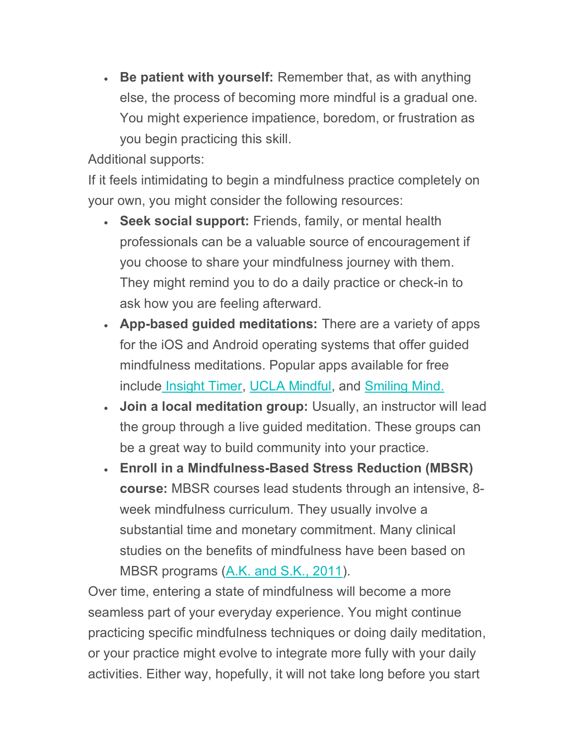- **Be patient with yourself:** Remember that, as with anything else, the process of becoming more mindful is a gradual one. You might experience impatience, boredom, or frustration as you begin practicing this skill.

Additional supports:

If it feels intimidating to begin a mindfulness practice completely on your own, you might consider the following resources:

- **Seek social support:** Friends, family, or mental health professionals can be a valuable source of encouragement if you choose to share your mindfulness journey with them. They might remind you to do a daily practice or check-in to ask how you are feeling afterward.
- **App-based guided meditations:** There are a variety of apps for the iOS and Android operating systems that offer guided mindfulness meditations. Popular apps available for free include Insight Timer, UCLA Mindful, and Smiling Mind.
- **Join a local meditation group:** Usually, an instructor will lead the group through a live guided meditation. These groups can be a great way to build community into your practice.
- **Enroll in a Mindfulness-Based Stress Reduction (MBSR) course:** MBSR courses lead students through an intensive, 8-week mindfulness curriculum. They usually involve a substantial time and monetary commitment. Many clinical studies on the benefits of mindfulness have been based on MBSR programs (A.K. and S.K., 2011).

Over time, entering a state of mindfulness will become a more seamless part of your everyday experience. You might continue practicing specific mindfulness techniques or doing daily meditation, or your practice might evolve to integrate more fully with your daily activities. Either way, hopefully, it will not take long before you start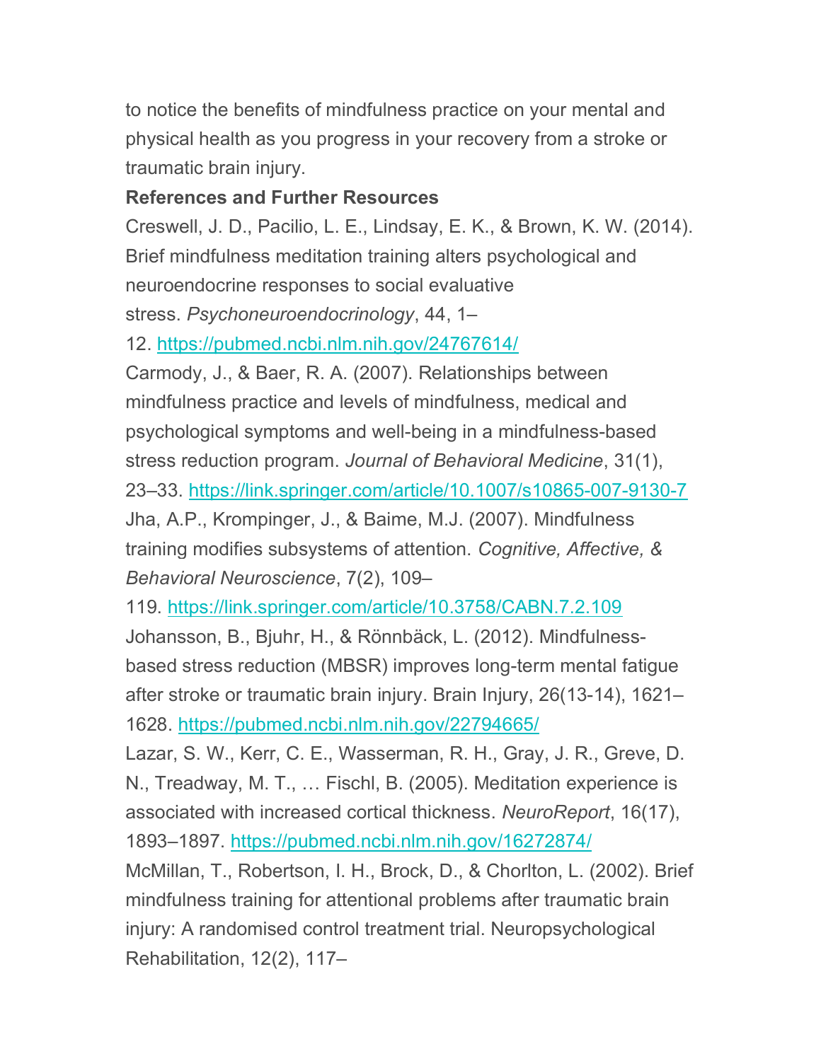to notice the benefits of mindfulness practice on your mental and physical health as you progress in your recovery from a stroke or traumatic brain injury.

**References and Further Resources**

Creswell, J. D., Pacilio, L. E., Lindsay, E. K., & Brown, K. W. (2014). Brief mindfulness meditation training alters psychological and neuroendocrine responses to social evaluative stress. *Psychoneuroendocrinology*, 44, 1–12. https://pubmed.ncbi.nlm.nih.gov/24767614/

Carmody, J., & Baer, R. A. (2007). Relationships between mindfulness practice and levels of mindfulness, medical and psychological symptoms and well-being in a mindfulness-based stress reduction program. *Journal of Behavioral Medicine*, 31(1), 23–33. https://link.springer.com/article/10.1007/s10865-007-9130-7

Jha, A.P., Krompinger, J., & Baime, M.J. (2007). Mindfulness training modifies subsystems of attention. *Cognitive, Affective, & Behavioral Neuroscience*, 7(2), 109–119. https://link.springer.com/article/10.3758/CABN.7.2.109

Johansson, B., Bjuhr, H., & Rönnbäck, L. (2012). Mindfulness-based stress reduction (MBSR) improves long-term mental fatigue after stroke or traumatic brain injury. Brain Injury, 26(13-14), 1621–1628. https://pubmed.ncbi.nlm.nih.gov/22794665/

Lazar, S. W., Kerr, C. E., Wasserman, R. H., Gray, J. R., Greve, D. N., Treadway, M. T., … Fischl, B. (2005). Meditation experience is associated with increased cortical thickness. *NeuroReport*, 16(17), 1893–1897. https://pubmed.ncbi.nlm.nih.gov/16272874/

McMillan, T., Robertson, I. H., Brock, D., & Chorlton, L. (2002). Brief mindfulness training for attentional problems after traumatic brain injury: A randomised control treatment trial. Neuropsychological Rehabilitation, 12(2), 117–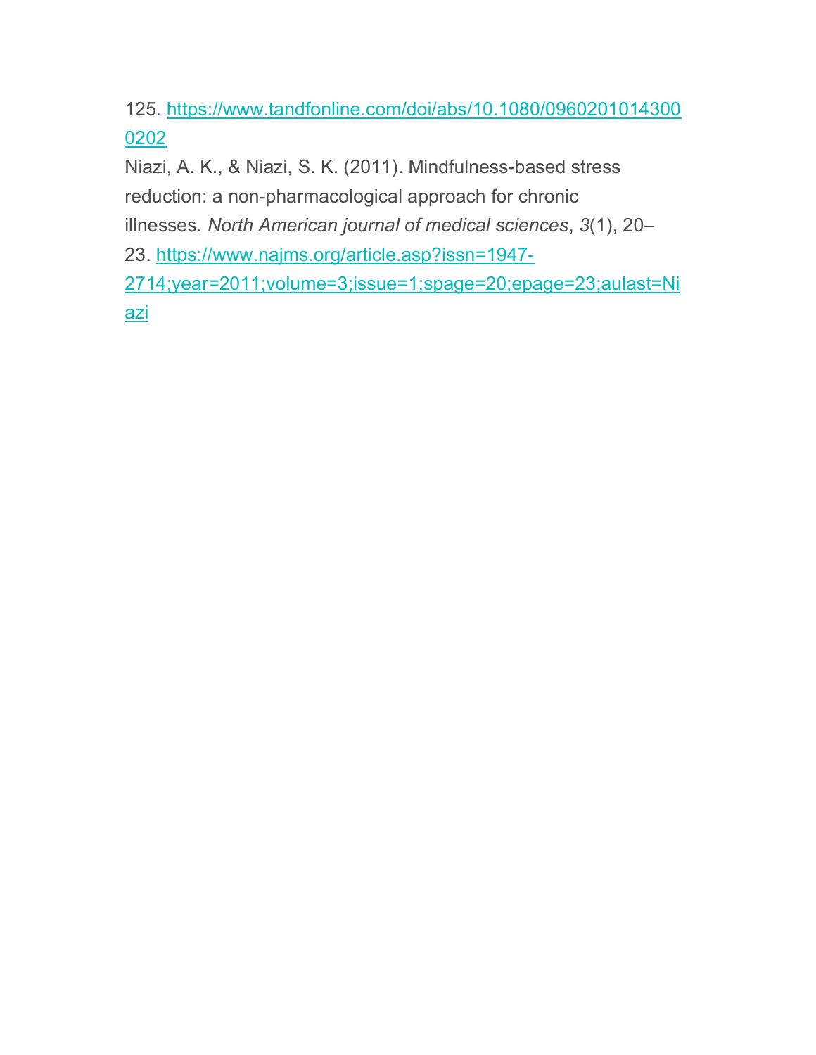125. https://www.tandfonline.com/doi/abs/10.1080/09602010143000202

Niazi, A. K., & Niazi, S. K. (2011). Mindfulness-based stress reduction: a non-pharmacological approach for chronic illnesses. *North American journal of medical sciences*, *3*(1), 20–23. https://www.najms.org/article.asp?issn=1947-2714;year=2011;volume=3;issue=1;spage=20;epage=23;aulast=Niazi